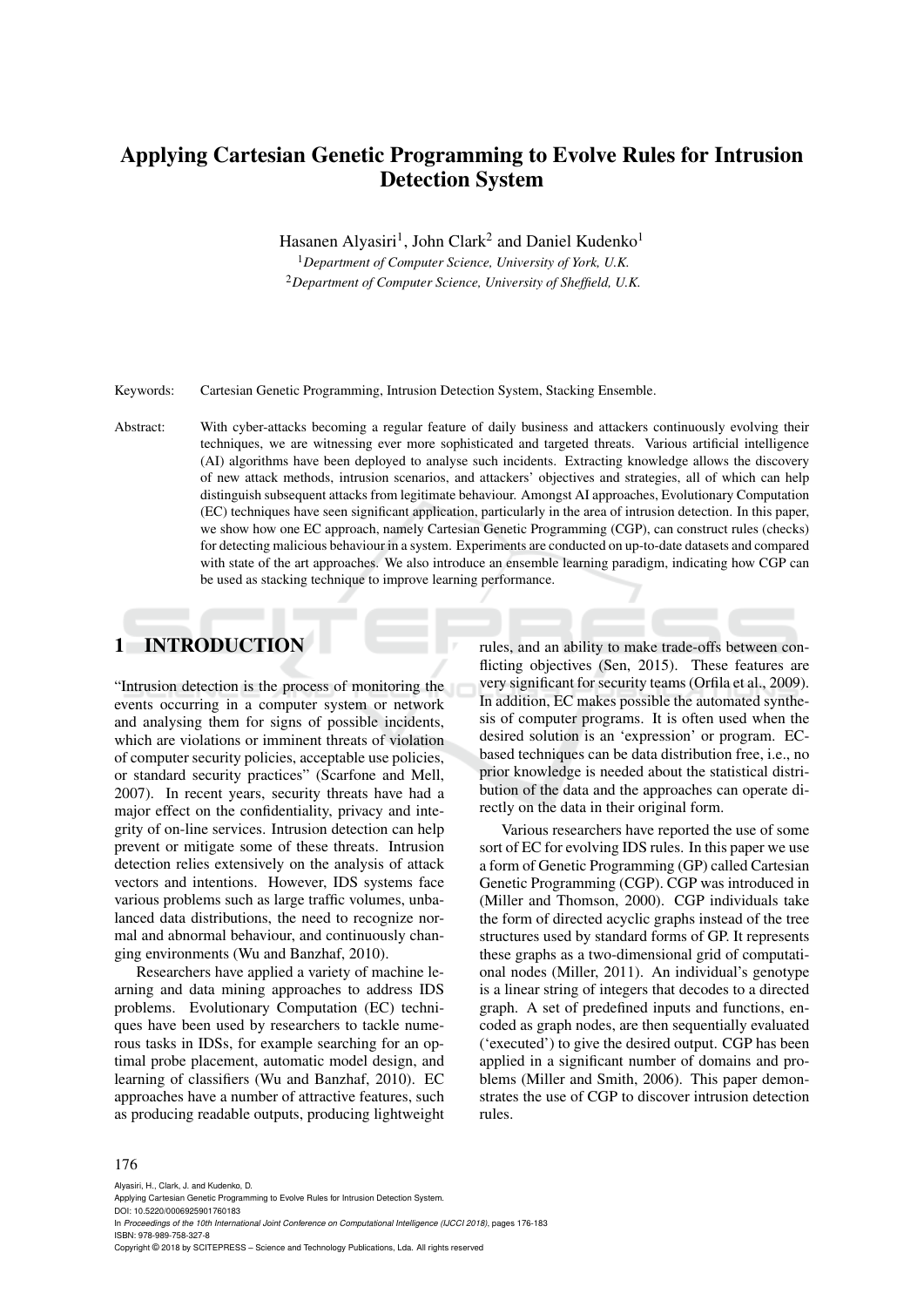# Applying Cartesian Genetic Programming to Evolve Rules for Intrusion Detection System

Hasanen Alyasiri[1], John Clark[2] and Daniel Kudenko[1]

[1] *Department of Computer Science, University of York, U.K.*
[2] *Department of Computer Science, University of Sheffield, U.K.*

Keywords: Cartesian Genetic Programming, Intrusion Detection System, Stacking Ensemble.

Abstract: With cyber-attacks becoming a regular feature of daily business and attackers continuously evolving their techniques, we are witnessing ever more sophisticated and targeted threats. Various artificial intelligence (AI) algorithms have been deployed to analyse such incidents. Extracting knowledge allows the discovery of new attack methods, intrusion scenarios, and attackers' objectives and strategies, all of which can help distinguish subsequent attacks from legitimate behaviour. Amongst AI approaches, Evolutionary Computation (EC) techniques have seen significant application, particularly in the area of intrusion detection. In this paper, we show how one EC approach, namely Cartesian Genetic Programming (CGP), can construct rules (checks) for detecting malicious behaviour in a system. Experiments are conducted on up-to-date datasets and compared with state of the art approaches. We also introduce an ensemble learning paradigm, indicating how CGP can be used as stacking technique to improve learning performance.

## 1 INTRODUCTION

"Intrusion detection is the process of monitoring the events occurring in a computer system or network and analysing them for signs of possible incidents, which are violations or imminent threats of violation of computer security policies, acceptable use policies, or standard security practices" (Scarfone and Mell, 2007). In recent years, security threats have had a major effect on the confidentiality, privacy and integrity of on-line services. Intrusion detection can help prevent or mitigate some of these threats. Intrusion detection relies extensively on the analysis of attack vectors and intentions. However, IDS systems face various problems such as large traffic volumes, unbalanced data distributions, the need to recognize normal and abnormal behaviour, and continuously changing environments (Wu and Banzhaf, 2010).

Researchers have applied a variety of machine learning and data mining approaches to address IDS problems. Evolutionary Computation (EC) techniques have been used by researchers to tackle numerous tasks in IDSs, for example searching for an optimal probe placement, automatic model design, and learning of classifiers (Wu and Banzhaf, 2010). EC approaches have a number of attractive features, such as producing readable outputs, producing lightweight rules, and an ability to make trade-offs between conflicting objectives (Sen, 2015). These features are very significant for security teams (Orfila et al., 2009). In addition, EC makes possible the automated synthesis of computer programs. It is often used when the desired solution is an 'expression' or program. EC-based techniques can be data distribution free, i.e., no prior knowledge is needed about the statistical distribution of the data and the approaches can operate directly on the data in their original form.

Various researchers have reported the use of some sort of EC for evolving IDS rules. In this paper we use a form of Genetic Programming (GP) called Cartesian Genetic Programming (CGP). CGP was introduced in (Miller and Thomson, 2000). CGP individuals take the form of directed acyclic graphs instead of the tree structures used by standard forms of GP. It represents these graphs as a two-dimensional grid of computational nodes (Miller, 2011). An individual's genotype is a linear string of integers that decodes to a directed graph. A set of predefined inputs and functions, encoded as graph nodes, are then sequentially evaluated ('executed') to give the desired output. CGP has been applied in a significant number of domains and problems (Miller and Smith, 2006). This paper demonstrates the use of CGP to discover intrusion detection rules.

Alyasiri, H., Clark, J. and Kudenko, D.
Applying Cartesian Genetic Programming to Evolve Rules for Intrusion Detection System.
DOI: 10.5220/0006925901760183
In *Proceedings of the 10th International Joint Conference on Computational Intelligence (IJCCI 2018)*, pages 176-183
ISBN: 978-989-758-327-8
Copyright © 2018 by SCITEPRESS – Science and Technology Publications, Lda. All rights reserved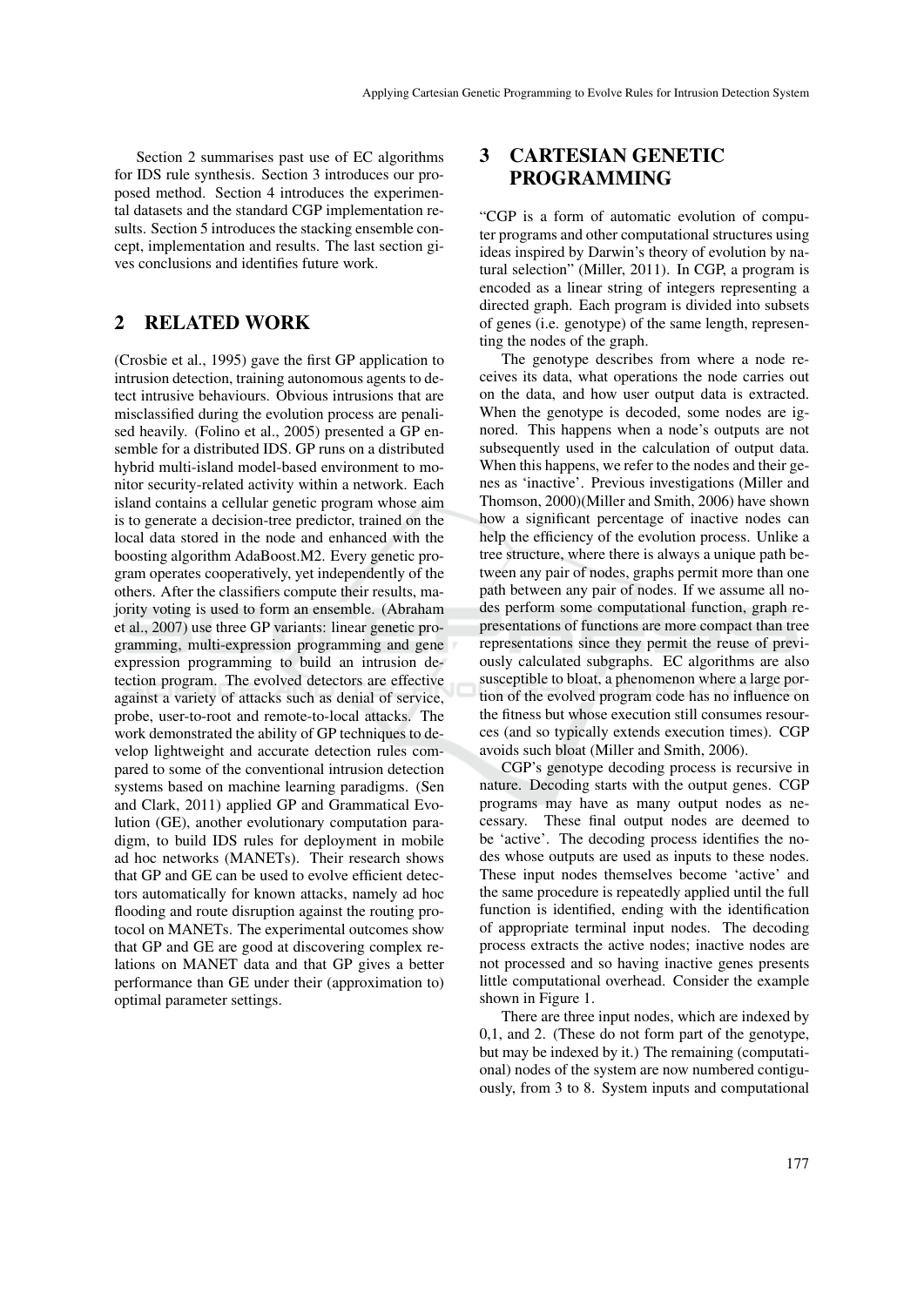Section 2 summarises past use of EC algorithms for IDS rule synthesis. Section 3 introduces our proposed method. Section 4 introduces the experimental datasets and the standard CGP implementation results. Section 5 introduces the stacking ensemble concept, implementation and results. The last section gives conclusions and identifies future work.

## 2 RELATED WORK

(Crosbie et al., 1995) gave the first GP application to intrusion detection, training autonomous agents to detect intrusive behaviours. Obvious intrusions that are misclassified during the evolution process are penalised heavily. (Folino et al., 2005) presented a GP ensemble for a distributed IDS. GP runs on a distributed hybrid multi-island model-based environment to monitor security-related activity within a network. Each island contains a cellular genetic program whose aim is to generate a decision-tree predictor, trained on the local data stored in the node and enhanced with the boosting algorithm AdaBoost.M2. Every genetic program operates cooperatively, yet independently of the others. After the classifiers compute their results, majority voting is used to form an ensemble. (Abraham et al., 2007) use three GP variants: linear genetic programming, multi-expression programming and gene expression programming to build an intrusion detection program. The evolved detectors are effective against a variety of attacks such as denial of service, probe, user-to-root and remote-to-local attacks. The work demonstrated the ability of GP techniques to develop lightweight and accurate detection rules compared to some of the conventional intrusion detection systems based on machine learning paradigms. (Sen and Clark, 2011) applied GP and Grammatical Evolution (GE), another evolutionary computation paradigm, to build IDS rules for deployment in mobile ad hoc networks (MANETs). Their research shows that GP and GE can be used to evolve efficient detectors automatically for known attacks, namely ad hoc flooding and route disruption against the routing protocol on MANETs. The experimental outcomes show that GP and GE are good at discovering complex relations on MANET data and that GP gives a better performance than GE under their (approximation to) optimal parameter settings.

## 3 CARTESIAN GENETIC PROGRAMMING

"CGP is a form of automatic evolution of computer programs and other computational structures using ideas inspired by Darwin's theory of evolution by natural selection" (Miller, 2011). In CGP, a program is encoded as a linear string of integers representing a directed graph. Each program is divided into subsets of genes (i.e. genotype) of the same length, representing the nodes of the graph.

The genotype describes from where a node receives its data, what operations the node carries out on the data, and how user output data is extracted. When the genotype is decoded, some nodes are ignored. This happens when a node's outputs are not subsequently used in the calculation of output data. When this happens, we refer to the nodes and their genes as 'inactive'. Previous investigations (Miller and Thomson, 2000)(Miller and Smith, 2006) have shown how a significant percentage of inactive nodes can help the efficiency of the evolution process. Unlike a tree structure, where there is always a unique path between any pair of nodes, graphs permit more than one path between any pair of nodes. If we assume all nodes perform some computational function, graph representations of functions are more compact than tree representations since they permit the reuse of previously calculated subgraphs. EC algorithms are also susceptible to bloat, a phenomenon where a large portion of the evolved program code has no influence on the fitness but whose execution still consumes resources (and so typically extends execution times). CGP avoids such bloat (Miller and Smith, 2006).

CGP's genotype decoding process is recursive in nature. Decoding starts with the output genes. CGP programs may have as many output nodes as necessary. These final output nodes are deemed to be 'active'. The decoding process identifies the nodes whose outputs are used as inputs to these nodes. These input nodes themselves become 'active' and the same procedure is repeatedly applied until the full function is identified, ending with the identification of appropriate terminal input nodes. The decoding process extracts the active nodes; inactive nodes are not processed and so having inactive genes presents little computational overhead. Consider the example shown in Figure 1.

There are three input nodes, which are indexed by 0,1, and 2. (These do not form part of the genotype, but may be indexed by it.) The remaining (computational) nodes of the system are now numbered contiguously, from 3 to 8. System inputs and computational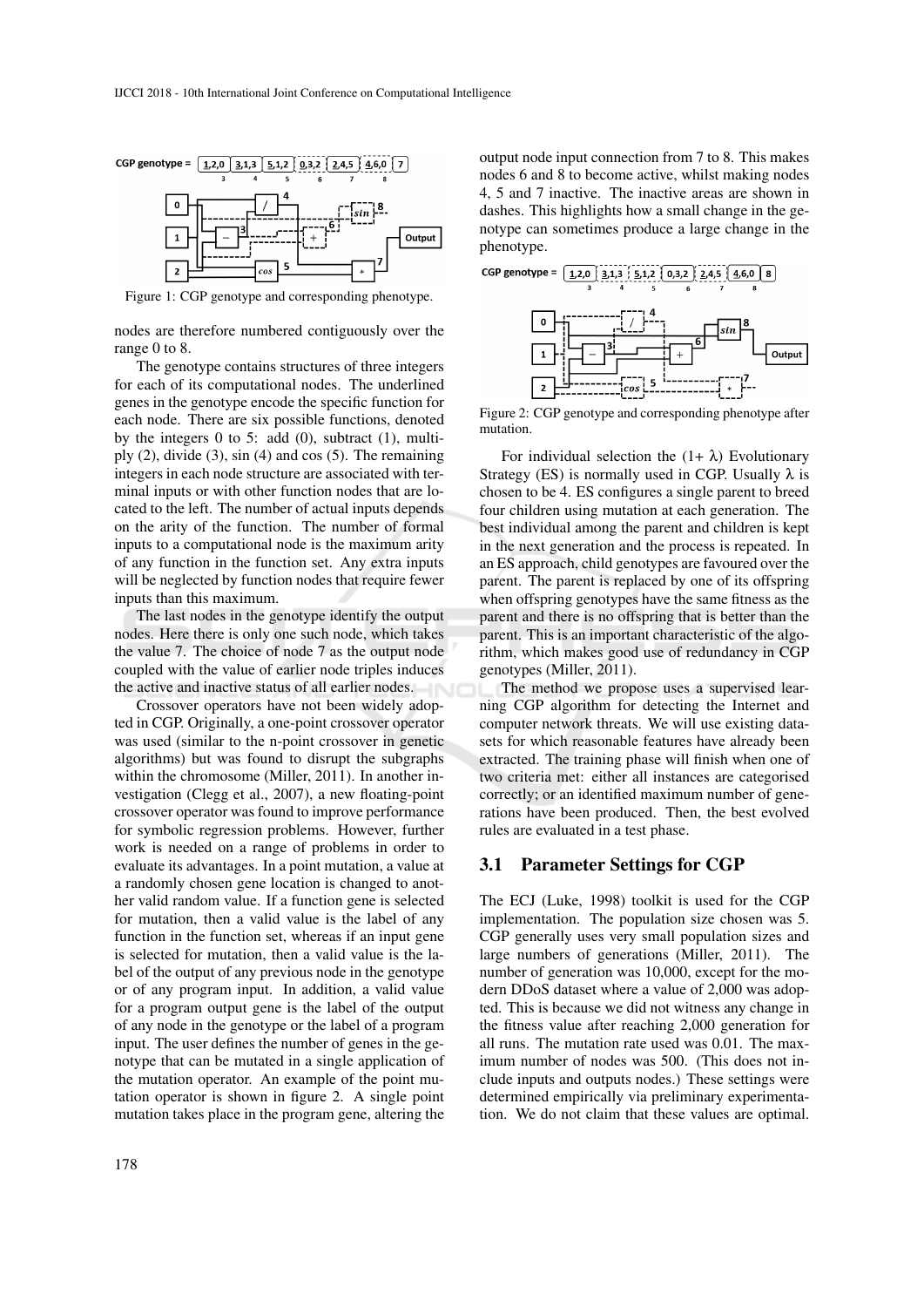Figure 1: CGP genotype and corresponding phenotype.

nodes are therefore numbered contiguously over the range 0 to 8.

The genotype contains structures of three integers for each of its computational nodes. The underlined genes in the genotype encode the specific function for each node. There are six possible functions, denoted by the integers 0 to 5: add (0), subtract (1), multiply (2), divide (3), sin (4) and cos (5). The remaining integers in each node structure are associated with terminal inputs or with other function nodes that are located to the left. The number of actual inputs depends on the arity of the function. The number of formal inputs to a computational node is the maximum arity of any function in the function set. Any extra inputs will be neglected by function nodes that require fewer inputs than this maximum.

The last nodes in the genotype identify the output nodes. Here there is only one such node, which takes the value 7. The choice of node 7 as the output node coupled with the value of earlier node triples induces the active and inactive status of all earlier nodes.

Crossover operators have not been widely adopted in CGP. Originally, a one-point crossover operator was used (similar to the n-point crossover in genetic algorithms) but was found to disrupt the subgraphs within the chromosome (Miller, 2011). In another investigation (Clegg et al., 2007), a new floating-point crossover operator was found to improve performance for symbolic regression problems. However, further work is needed on a range of problems in order to evaluate its advantages. In a point mutation, a value at a randomly chosen gene location is changed to another valid random value. If a function gene is selected for mutation, then a valid value is the label of any function in the function set, whereas if an input gene is selected for mutation, then a valid value is the label of the output of any previous node in the genotype or of any program input. In addition, a valid value for a program output gene is the label of the output of any node in the genotype or the label of a program input. The user defines the number of genes in the genotype that can be mutated in a single application of the mutation operator. An example of the point mutation operator is shown in figure 2. A single point mutation takes place in the program gene, altering the output node input connection from 7 to 8. This makes nodes 6 and 8 to become active, whilst making nodes 4, 5 and 7 inactive. The inactive areas are shown in dashes. This highlights how a small change in the genotype can sometimes produce a large change in the phenotype.

Figure 2: CGP genotype and corresponding phenotype after mutation.

For individual selection the (1+ λ) Evolutionary Strategy (ES) is normally used in CGP. Usually λ is chosen to be 4. ES configures a single parent to breed four children using mutation at each generation. The best individual among the parent and children is kept in the next generation and the process is repeated. In an ES approach, child genotypes are favoured over the parent. The parent is replaced by one of its offspring when offspring genotypes have the same fitness as the parent and there is no offspring that is better than the parent. This is an important characteristic of the algorithm, which makes good use of redundancy in CGP genotypes (Miller, 2011).

The method we propose uses a supervised learning CGP algorithm for detecting the Internet and computer network threats. We will use existing datasets for which reasonable features have already been extracted. The training phase will finish when one of two criteria met: either all instances are categorised correctly; or an identified maximum number of generations have been produced. Then, the best evolved rules are evaluated in a test phase.

### 3.1 Parameter Settings for CGP

The ECJ (Luke, 1998) toolkit is used for the CGP implementation. The population size chosen was 5. CGP generally uses very small population sizes and large numbers of generations (Miller, 2011). The number of generation was 10,000, except for the modern DDoS dataset where a value of 2,000 was adopted. This is because we did not witness any change in the fitness value after reaching 2,000 generation for all runs. The mutation rate used was 0.01. The maximum number of nodes was 500. (This does not include inputs and outputs nodes.) These settings were determined empirically via preliminary experimentation. We do not claim that these values are optimal.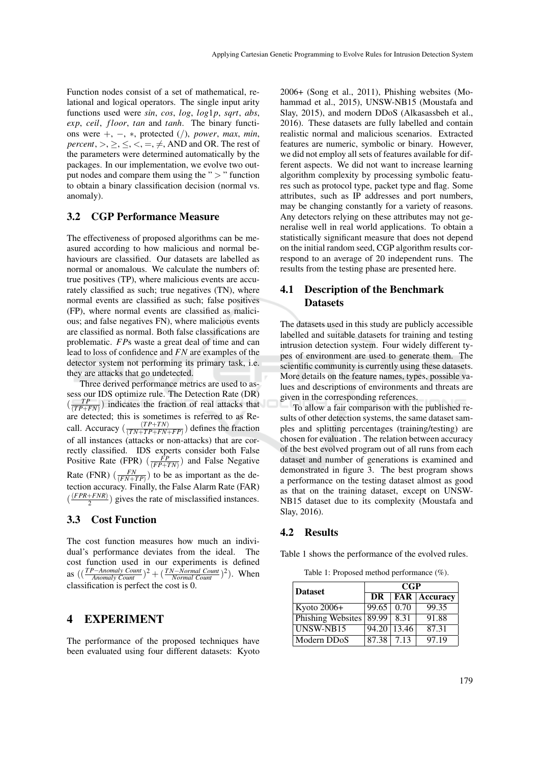Function nodes consist of a set of mathematical, relational and logical operators. The single input arity functions used were *sin*, *cos*, *log*, *log1p*, *sqrt*, *abs*, *exp*, *ceil*, *floor*, *tan* and *tanh*. The binary functions were $+$, $-$, $*$, protected $(/)$, *power*, *max*, *min*, *percent*, $>, \geq, \leq, <, =, \neq$, AND and OR. The rest of the parameters were determined automatically by the packages. In our implementation, we evolve two output nodes and compare them using the "$>$" function to obtain a binary classification decision (normal vs. anomaly).

## 3.2 CGP Performance Measure

The effectiveness of proposed algorithms can be measured according to how malicious and normal behaviours are classified. Our datasets are labelled as normal or anomalous. We calculate the numbers of: true positives (TP), where malicious events are accurately classified as such; true negatives (TN), where normal events are classified as such; false positives (FP), where normal events are classified as malicious; and false negatives FN), where malicious events are classified as normal. Both false classifications are problematic. $FP$s waste a great deal of time and can lead to loss of confidence and $FN$ are examples of the detector system not performing its primary task, i.e. they are attacks that go undetected.

Three derived performance metrics are used to assess our IDS optimize rule. The Detection Rate (DR) $(\frac{TP}{(TP+FN)})$ indicates the fraction of real attacks that are detected; this is sometimes is referred to as Recall. Accuracy $(\frac{(TP+TN)}{(TN+TP+FN+FP)})$ defines the fraction of all instances (attacks or non-attacks) that are correctly classified. IDS experts consider both False Positive Rate (FPR) $(\frac{FP}{(FP+TN)})$ and False Negative Rate (FNR) $(\frac{FN}{(FN+TP)})$ to be as important as the detection accuracy. Finally, the False Alarm Rate (FAR) $(\frac{(FPR+FNR)}{2})$ gives the rate of misclassified instances.

## 3.3 Cost Function

The cost function measures how much an individual's performance deviates from the ideal. The cost function used in our experiments is defined as $((\frac{TP-Anomaly\ Count}{Anomaly\ Count})^2 + (\frac{TN-Normal\ Count}{Normal\ Count})^2)$. When classification is perfect the cost is 0.

# 4 EXPERIMENT

The performance of the proposed techniques have been evaluated using four different datasets: Kyoto 2006+ (Song et al., 2011), Phishing websites (Mohammad et al., 2015), UNSW-NB15 (Moustafa and Slay, 2015), and modern DDoS (Alkasassbeh et al., 2016). These datasets are fully labelled and contain realistic normal and malicious scenarios. Extracted features are numeric, symbolic or binary. However, we did not employ all sets of features available for different aspects. We did not want to increase learning algorithm complexity by processing symbolic features such as protocol type, packet type and flag. Some attributes, such as IP addresses and port numbers, may be changing constantly for a variety of reasons. Any detectors relying on these attributes may not generalise well in real world applications. To obtain a statistically significant measure that does not depend on the initial random seed, CGP algorithm results correspond to an average of 20 independent runs. The results from the testing phase are presented here.

## 4.1 Description of the Benchmark Datasets

The datasets used in this study are publicly accessible labelled and suitable datasets for training and testing intrusion detection system. Four widely different types of environment are used to generate them. The scientific community is currently using these datasets. More details on the feature names, types, possible values and descriptions of environments and threats are given in the corresponding references.

To allow a fair comparison with the published results of other detection systems, the same dataset samples and splitting percentages (training/testing) are chosen for evaluation . The relation between accuracy of the best evolved program out of all runs from each dataset and number of generations is examined and demonstrated in figure 3. The best program shows a performance on the testing dataset almost as good as that on the training dataset, except on UNSW-NB15 dataset due to its complexity (Moustafa and Slay, 2016).

## 4.2 Results

Table 1 shows the performance of the evolved rules.

Table 1: Proposed method performance (%).

| Dataset | CGP | | |
|---|---|---|---|
| | **DR** | **FAR** | **Accuracy** |
| Kyoto 2006+ | 99.65 | 0.70 | 99.35 |
| Phishing Websites | 89.99 | 8.31 | 91.88 |
| UNSW-NB15 | 94.20 | 13.46 | 87.31 |
| Modern DDoS | 87.38 | 7.13 | 97.19 |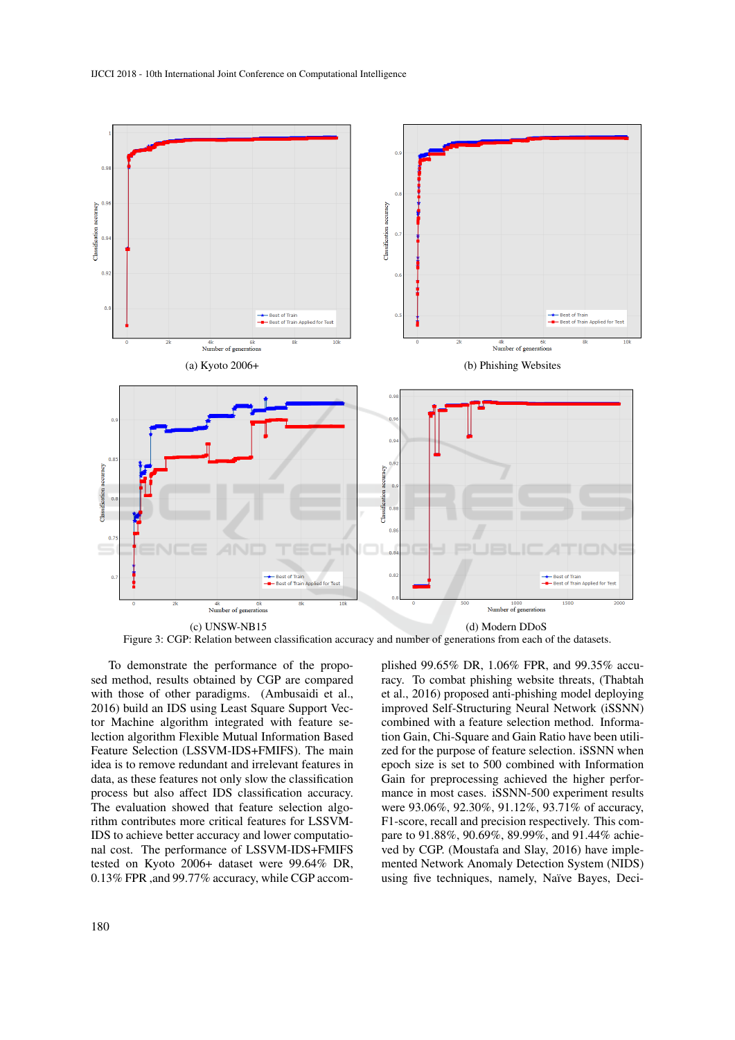(a) Kyoto 2006+

(b) Phishing Websites

(c) UNSW-NB15

(d) Modern DDoS

Figure 3: CGP: Relation between classification accuracy and number of generations from each of the datasets.

To demonstrate the performance of the proposed method, results obtained by CGP are compared with those of other paradigms. (Ambusaidi et al., 2016) build an IDS using Least Square Support Vector Machine algorithm integrated with feature selection algorithm Flexible Mutual Information Based Feature Selection (LSSVM-IDS+FMIFS). The main idea is to remove redundant and irrelevant features in data, as these features not only slow the classification process but also affect IDS classification accuracy. The evaluation showed that feature selection algorithm contributes more critical features for LSSVM-IDS to achieve better accuracy and lower computational cost. The performance of LSSVM-IDS+FMIFS tested on Kyoto 2006+ dataset were 99.64% DR, 0.13% FPR ,and 99.77% accuracy, while CGP accomplished 99.65% DR, 1.06% FPR, and 99.35% accuracy. To combat phishing website threats, (Thabtah et al., 2016) proposed anti-phishing model deploying improved Self-Structuring Neural Network (iSSNN) combined with a feature selection method. Information Gain, Chi-Square and Gain Ratio have been utilized for the purpose of feature selection. iSSNN when epoch size is set to 500 combined with Information Gain for preprocessing achieved the higher performance in most cases. iSSNN-500 experiment results were 93.06%, 92.30%, 91.12%, 93.71% of accuracy, F1-score, recall and precision respectively. This compare to 91.88%, 90.69%, 89.99%, and 91.44% achieved by CGP. (Moustafa and Slay, 2016) have implemented Network Anomaly Detection System (NIDS) using five techniques, namely, Naïve Bayes, Deci-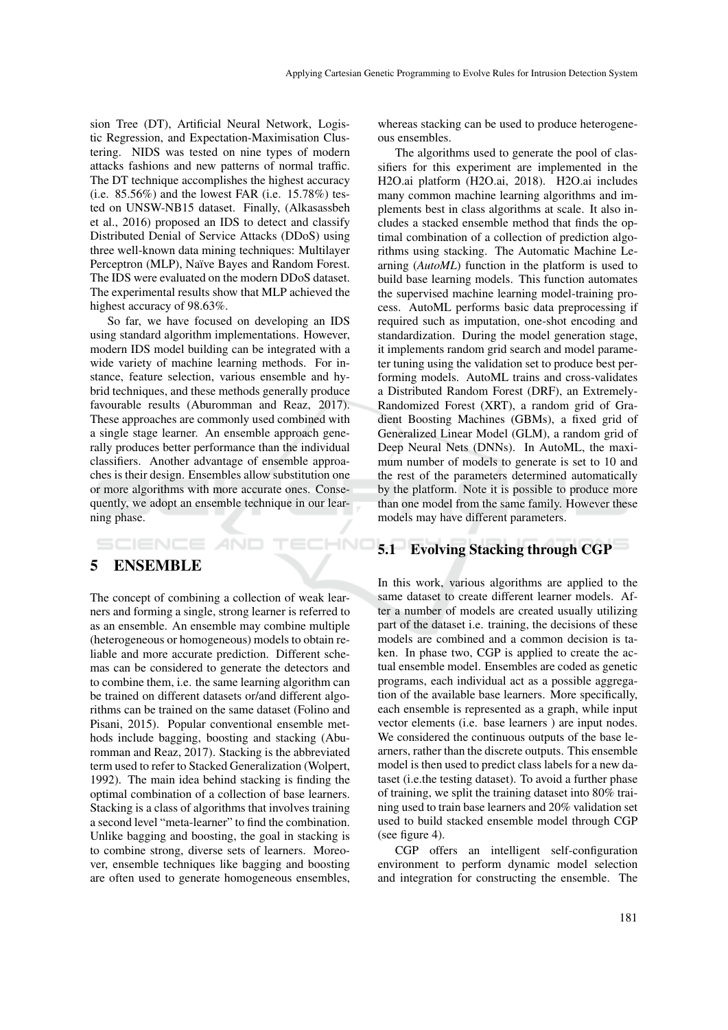sion Tree (DT), Artificial Neural Network, Logistic Regression, and Expectation-Maximisation Clustering. NIDS was tested on nine types of modern attacks fashions and new patterns of normal traffic. The DT technique accomplishes the highest accuracy (i.e. 85.56%) and the lowest FAR (i.e. 15.78%) tested on UNSW-NB15 dataset. Finally, (Alkasassbeh et al., 2016) proposed an IDS to detect and classify Distributed Denial of Service Attacks (DDoS) using three well-known data mining techniques: Multilayer Perceptron (MLP), Naïve Bayes and Random Forest. The IDS were evaluated on the modern DDoS dataset. The experimental results show that MLP achieved the highest accuracy of 98.63%.

So far, we have focused on developing an IDS using standard algorithm implementations. However, modern IDS model building can be integrated with a wide variety of machine learning methods. For instance, feature selection, various ensemble and hybrid techniques, and these methods generally produce favourable results (Aburomman and Reaz, 2017). These approaches are commonly used combined with a single stage learner. An ensemble approach generally produces better performance than the individual classifiers. Another advantage of ensemble approaches is their design. Ensembles allow substitution one or more algorithms with more accurate ones. Consequently, we adopt an ensemble technique in our learning phase.

# 5 ENSEMBLE

The concept of combining a collection of weak learners and forming a single, strong learner is referred to as an ensemble. An ensemble may combine multiple (heterogeneous or homogeneous) models to obtain reliable and more accurate prediction. Different schemas can be considered to generate the detectors and to combine them, i.e. the same learning algorithm can be trained on different datasets or/and different algorithms can be trained on the same dataset (Folino and Pisani, 2015). Popular conventional ensemble methods include bagging, boosting and stacking (Aburomman and Reaz, 2017). Stacking is the abbreviated term used to refer to Stacked Generalization (Wolpert, 1992). The main idea behind stacking is finding the optimal combination of a collection of base learners. Stacking is a class of algorithms that involves training a second level "meta-learner" to find the combination. Unlike bagging and boosting, the goal in stacking is to combine strong, diverse sets of learners. Moreover, ensemble techniques like bagging and boosting are often used to generate homogeneous ensembles, whereas stacking can be used to produce heterogeneous ensembles.

The algorithms used to generate the pool of classifiers for this experiment are implemented in the H2O.ai platform (H2O.ai, 2018). H2O.ai includes many common machine learning algorithms and implements best in class algorithms at scale. It also includes a stacked ensemble method that finds the optimal combination of a collection of prediction algorithms using stacking. The Automatic Machine Learning (*AutoML*) function in the platform is used to build base learning models. This function automates the supervised machine learning model-training process. AutoML performs basic data preprocessing if required such as imputation, one-shot encoding and standardization. During the model generation stage, it implements random grid search and model parameter tuning using the validation set to produce best performing models. AutoML trains and cross-validates a Distributed Random Forest (DRF), an Extremely-Randomized Forest (XRT), a random grid of Gradient Boosting Machines (GBMs), a fixed grid of Generalized Linear Model (GLM), a random grid of Deep Neural Nets (DNNs). In AutoML, the maximum number of models to generate is set to 10 and the rest of the parameters determined automatically by the platform. Note it is possible to produce more than one model from the same family. However these models may have different parameters.

## 5.1 Evolving Stacking through CGP

In this work, various algorithms are applied to the same dataset to create different learner models. After a number of models are created usually utilizing part of the dataset i.e. training, the decisions of these models are combined and a common decision is taken. In phase two, CGP is applied to create the actual ensemble model. Ensembles are coded as genetic programs, each individual act as a possible aggregation of the available base learners. More specifically, each ensemble is represented as a graph, while input vector elements (i.e. base learners ) are input nodes. We considered the continuous outputs of the base learners, rather than the discrete outputs. This ensemble model is then used to predict class labels for a new dataset (i.e.the testing dataset). To avoid a further phase of training, we split the training dataset into 80% training used to train base learners and 20% validation set used to build stacked ensemble model through CGP (see figure 4).

CGP offers an intelligent self-configuration environment to perform dynamic model selection and integration for constructing the ensemble. The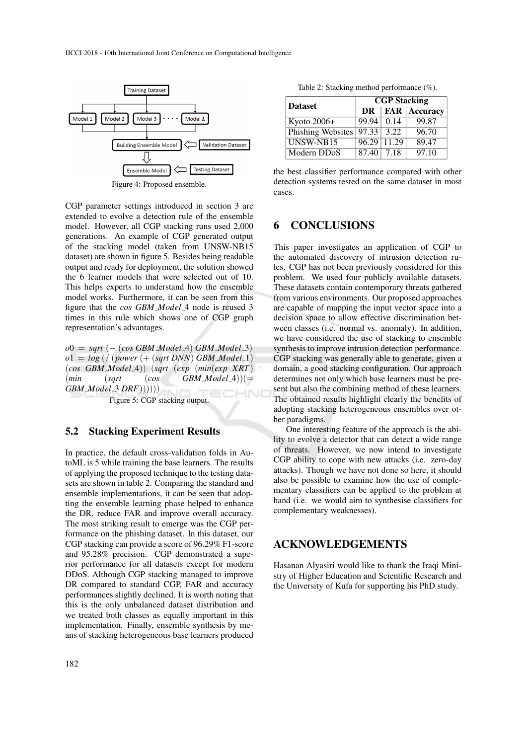Figure 4: Proposed ensemble.

CGP parameter settings introduced in section 3 are extended to evolve a detection rule of the ensemble model. However, all CGP stacking runs used 2,000 generations. An example of CGP generated output of the stacking model (taken from UNSW-NB15 dataset) are shown in figure 5. Besides being readable output and ready for deployment, the solution showed the 6 learner models that were selected out of 10. This helps experts to understand how the ensemble model works. Furthermore, it can be seen from this figure that the *cos GBM_Model_4* node is reused 3 times in this rule which shows one of CGP graph representation's advantages.

$o0 = sqrt\ (-\ (cos\ GBM\_Model\_4)\ GBM\_Model\_3)$
$o1 = log\ (/\ (power\ (+\ (sqrt\ DNN)\ GBM\_Model\_1)\ (cos\ GBM\_Model\_4))\ (sqrt\ (exp\ (min(exp\ XRT)\ (min\ (sqrt\ (cos\ GBM\_Model\_4))(=\ GBM\_Model\_3\ DRF))))))$

Figure 5: CGP stacking output.

### 5.2 Stacking Experiment Results

In practice, the default cross-validation folds in AutoML is 5 while training the base learners. The results of applying the proposed technique to the testing datasets are shown in table 2. Comparing the standard and ensemble implementations, it can be seen that adopting the ensemble learning phase helped to enhance the DR, reduce FAR and improve overall accuracy. The most striking result to emerge was the CGP performance on the phishing dataset. In this dataset, our CGP stacking can provide a score of 96.29% F1-score and 95.28% precision. CGP demonstrated a superior performance for all datasets except for modern DDoS. Although CGP stacking managed to improve DR compared to standard CGP, FAR and accuracy performances slightly declined. It is worth noting that this is the only unbalanced dataset distribution and we treated both classes as equally important in this implementation. Finally, ensemble synthesis by means of stacking heterogeneous base learners produced the best classifier performance compared with other detection systems tested on the same dataset in most cases.

Table 2: Stacking method performance (%).

| Dataset | CGP Stacking | | |
|---|---|---|---|
| | DR | FAR | Accuracy |
| Kyoto 2006+ | 99.94 | 0.14 | 99.87 |
| Phishing Websites | 97.33 | 3.22 | 96.70 |
| UNSW-NB15 | 96.29 | 11.29 | 89.47 |
| Modern DDoS | 87.40 | 7.18 | 97.10 |

## 6 CONCLUSIONS

This paper investigates an application of CGP to the automated discovery of intrusion detection rules. CGP has not been previously considered for this problem. We used four publicly available datasets. These datasets contain contemporary threats gathered from various environments. Our proposed approaches are capable of mapping the input vector space into a decision space to allow effective discrimination between classes (i.e. normal vs. anomaly). In addition, we have considered the use of stacking to ensemble synthesis to improve intrusion detection performance. CGP stacking was generally able to generate, given a domain, a good stacking configuration. Our approach determines not only which base learners must be present but also the combining method of these learners. The obtained results highlight clearly the benefits of adopting stacking heterogeneous ensembles over other paradigms.

One interesting feature of the approach is the ability to evolve a detector that can detect a wide range of threats. However, we now intend to investigate CGP ability to cope with new attacks (i.e. zero-day attacks). Though we have not done so here, it should also be possible to examine how the use of complementary classifiers can be applied to the problem at hand (i.e. we would aim to synthesise classifiers for complementary weaknesses).

## ACKNOWLEDGEMENTS

Hasanan Alyasiri would like to thank the Iraqi Ministry of Higher Education and Scientific Research and the University of Kufa for supporting his PhD study.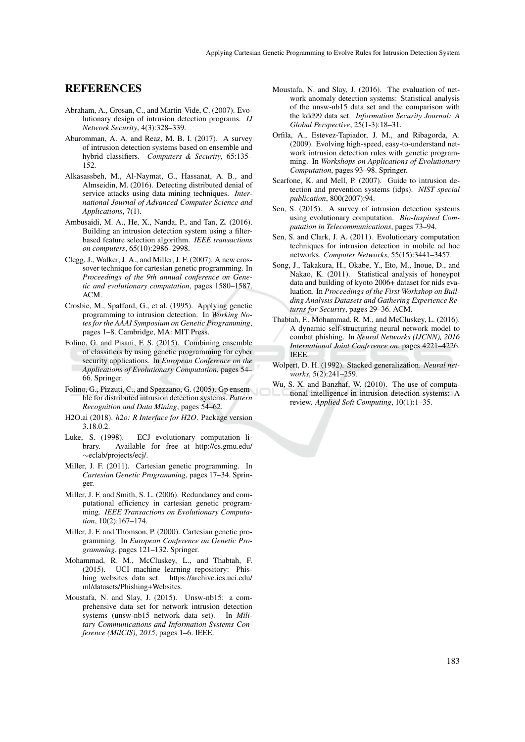## REFERENCES

Abraham, A., Grosan, C., and Martin-Vide, C. (2007). Evolutionary design of intrusion detection programs. *IJ Network Security*, 4(3):328–339.

Aburomman, A. A. and Reaz, M. B. I. (2017). A survey of intrusion detection systems based on ensemble and hybrid classifiers. *Computers & Security*, 65:135–152.

Alkasassbeh, M., Al-Naymat, G., Hassanat, A. B., and Almseidin, M. (2016). Detecting distributed denial of service attacks using data mining techniques. *International Journal of Advanced Computer Science and Applications*, 7(1).

Ambusaidi, M. A., He, X., Nanda, P., and Tan, Z. (2016). Building an intrusion detection system using a filter-based feature selection algorithm. *IEEE transactions on computers*, 65(10):2986–2998.

Clegg, J., Walker, J. A., and Miller, J. F. (2007). A new crossover technique for cartesian genetic programming. In *Proceedings of the 9th annual conference on Genetic and evolutionary computation*, pages 1580–1587. ACM.

Crosbie, M., Spafford, G., et al. (1995). Applying genetic programming to intrusion detection. In *Working Notes for the AAAI Symposium on Genetic Programming*, pages 1–8. Cambridge, MA: MIT Press.

Folino, G. and Pisani, F. S. (2015). Combining ensemble of classifiers by using genetic programming for cyber security applications. In *European Conference on the Applications of Evolutionary Computation*, pages 54–66. Springer.

Folino, G., Pizzuti, C., and Spezzano, G. (2005). Gp ensemble for distributed intrusion detection systems. *Pattern Recognition and Data Mining*, pages 54–62.

H2O.ai (2018). *h2o: R Interface for H2O*. Package version 3.18.0.2.

Luke, S. (1998). ECJ evolutionary computation library. Available for free at http://cs.gmu.edu/∼eclab/projects/ecj/.

Miller, J. F. (2011). Cartesian genetic programming. In *Cartesian Genetic Programming*, pages 17–34. Springer.

Miller, J. F. and Smith, S. L. (2006). Redundancy and computational efficiency in cartesian genetic programming. *IEEE Transactions on Evolutionary Computation*, 10(2):167–174.

Miller, J. F. and Thomson, P. (2000). Cartesian genetic programming. In *European Conference on Genetic Programming*, pages 121–132. Springer.

Mohammad, R. M., McCluskey, L., and Thabtah, F. (2015). UCI machine learning repository: Phishing websites data set. https://archive.ics.uci.edu/ml/datasets/Phishing+Websites.

Moustafa, N. and Slay, J. (2015). Unsw-nb15: a comprehensive data set for network intrusion detection systems (unsw-nb15 network data set). In *Military Communications and Information Systems Conference (MilCIS), 2015*, pages 1–6. IEEE.

Moustafa, N. and Slay, J. (2016). The evaluation of network anomaly detection systems: Statistical analysis of the unsw-nb15 data set and the comparison with the kdd99 data set. *Information Security Journal: A Global Perspective*, 25(1-3):18–31.

Orfila, A., Estevez-Tapiador, J. M., and Ribagorda, A. (2009). Evolving high-speed, easy-to-understand network intrusion detection rules with genetic programming. In *Workshops on Applications of Evolutionary Computation*, pages 93–98. Springer.

Scarfone, K. and Mell, P. (2007). Guide to intrusion detection and prevention systems (idps). *NIST special publication*, 800(2007):94.

Sen, S. (2015). A survey of intrusion detection systems using evolutionary computation. *Bio-Inspired Computation in Telecommunications*, pages 73–94.

Sen, S. and Clark, J. A. (2011). Evolutionary computation techniques for intrusion detection in mobile ad hoc networks. *Computer Networks*, 55(15):3441–3457.

Song, J., Takakura, H., Okabe, Y., Eto, M., Inoue, D., and Nakao, K. (2011). Statistical analysis of honeypot data and building of kyoto 2006+ dataset for nids evaluation. In *Proceedings of the First Workshop on Building Analysis Datasets and Gathering Experience Returns for Security*, pages 29–36. ACM.

Thabtah, F., Mohammad, R. M., and McCluskey, L. (2016). A dynamic self-structuring neural network model to combat phishing. In *Neural Networks (IJCNN), 2016 International Joint Conference on*, pages 4221–4226. IEEE.

Wolpert, D. H. (1992). Stacked generalization. *Neural networks*, 5(2):241–259.

Wu, S. X. and Banzhaf, W. (2010). The use of computational intelligence in intrusion detection systems: A review. *Applied Soft Computing*, 10(1):1–35.